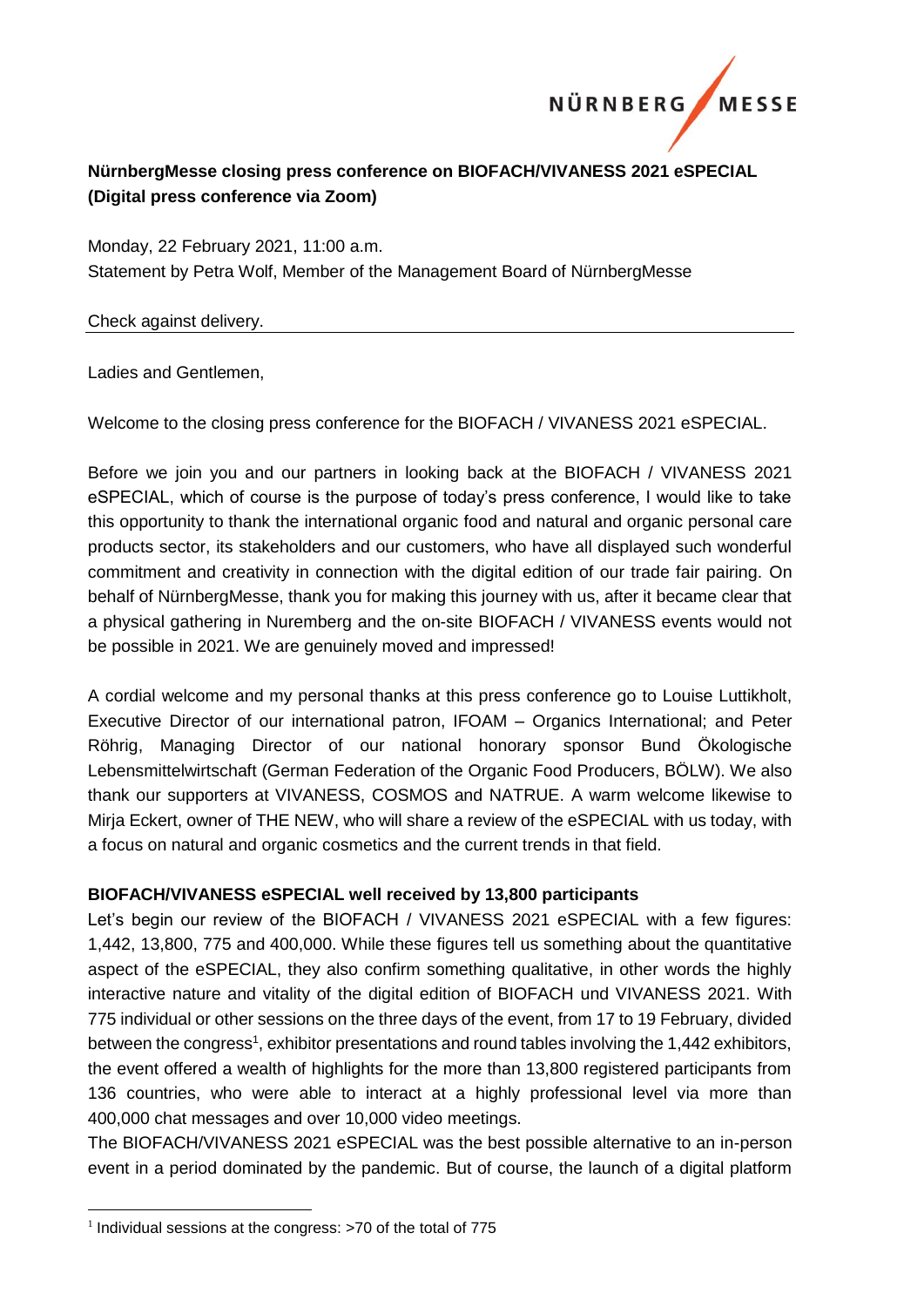**NürnbergMesse closing press conference on BIOFACH/VIVANESS 2021 eSPECIAL (Digital press conference via Zoom)**

Monday, 22 February 2021, 11:00 a.m.
Statement by Petra Wolf, Member of the Management Board of NürnbergMesse

Check against delivery.

Ladies and Gentlemen,

Welcome to the closing press conference for the BIOFACH / VIVANESS 2021 eSPECIAL.

Before we join you and our partners in looking back at the BIOFACH / VIVANESS 2021 eSPECIAL, which of course is the purpose of today's press conference, I would like to take this opportunity to thank the international organic food and natural and organic personal care products sector, its stakeholders and our customers, who have all displayed such wonderful commitment and creativity in connection with the digital edition of our trade fair pairing. On behalf of NürnbergMesse, thank you for making this journey with us, after it became clear that a physical gathering in Nuremberg and the on-site BIOFACH / VIVANESS events would not be possible in 2021. We are genuinely moved and impressed!

A cordial welcome and my personal thanks at this press conference go to Louise Luttikholt, Executive Director of our international patron, IFOAM – Organics International; and Peter Röhrig, Managing Director of our national honorary sponsor Bund Ökologische Lebensmittelwirtschaft (German Federation of the Organic Food Producers, BÖLW). We also thank our supporters at VIVANESS, COSMOS and NATRUE. A warm welcome likewise to Mirja Eckert, owner of THE NEW, who will share a review of the eSPECIAL with us today, with a focus on natural and organic cosmetics and the current trends in that field.

**BIOFACH/VIVANESS eSPECIAL well received by 13,800 participants**

Let's begin our review of the BIOFACH / VIVANESS 2021 eSPECIAL with a few figures: 1,442, 13,800, 775 and 400,000. While these figures tell us something about the quantitative aspect of the eSPECIAL, they also confirm something qualitative, in other words the highly interactive nature and vitality of the digital edition of BIOFACH und VIVANESS 2021. With 775 individual or other sessions on the three days of the event, from 17 to 19 February, divided between the congress[1], exhibitor presentations and round tables involving the 1,442 exhibitors, the event offered a wealth of highlights for the more than 13,800 registered participants from 136 countries, who were able to interact at a highly professional level via more than 400,000 chat messages and over 10,000 video meetings.

The BIOFACH/VIVANESS 2021 eSPECIAL was the best possible alternative to an in-person event in a period dominated by the pandemic. But of course, the launch of a digital platform

[1] Individual sessions at the congress: >70 of the total of 775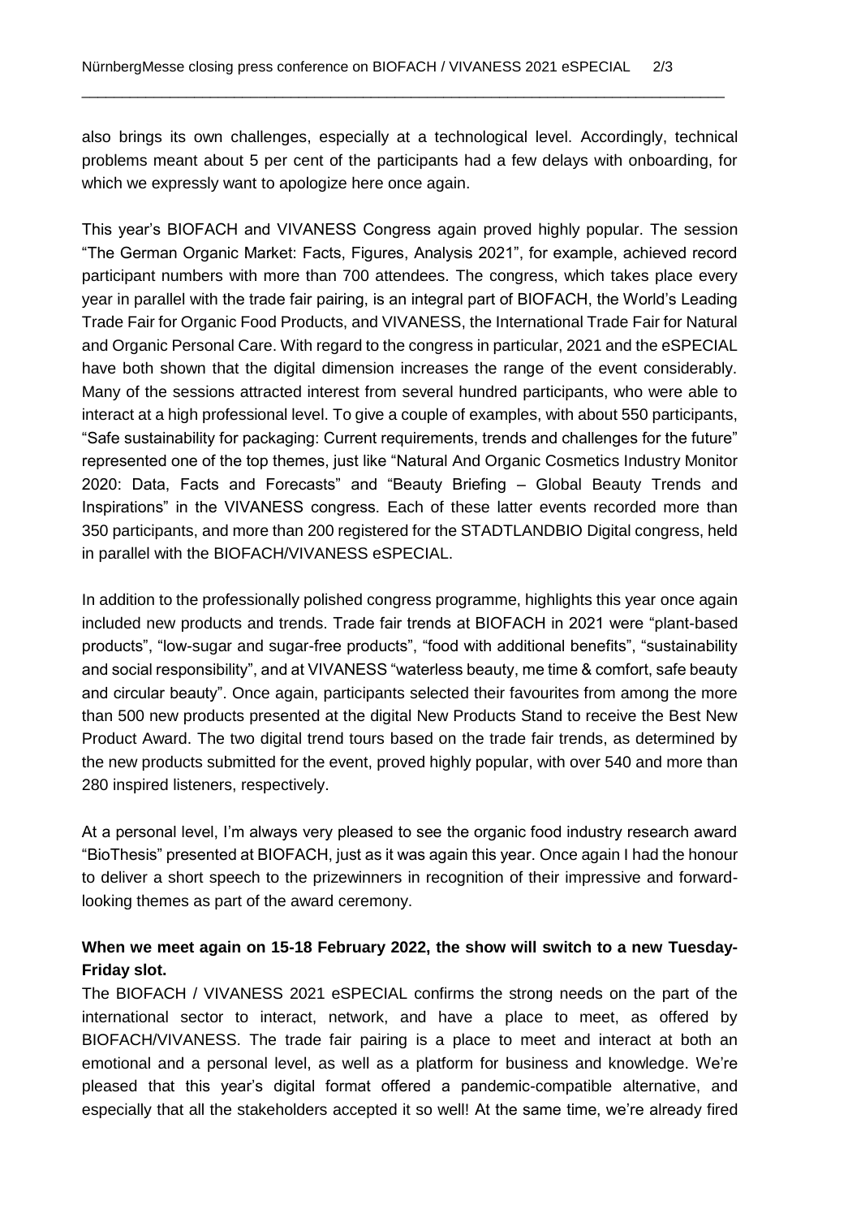also brings its own challenges, especially at a technological level. Accordingly, technical problems meant about 5 per cent of the participants had a few delays with onboarding, for which we expressly want to apologize here once again.

This year's BIOFACH and VIVANESS Congress again proved highly popular. The session "The German Organic Market: Facts, Figures, Analysis 2021", for example, achieved record participant numbers with more than 700 attendees. The congress, which takes place every year in parallel with the trade fair pairing, is an integral part of BIOFACH, the World's Leading Trade Fair for Organic Food Products, and VIVANESS, the International Trade Fair for Natural and Organic Personal Care. With regard to the congress in particular, 2021 and the eSPECIAL have both shown that the digital dimension increases the range of the event considerably. Many of the sessions attracted interest from several hundred participants, who were able to interact at a high professional level. To give a couple of examples, with about 550 participants, "Safe sustainability for packaging: Current requirements, trends and challenges for the future" represented one of the top themes, just like "Natural And Organic Cosmetics Industry Monitor 2020: Data, Facts and Forecasts" and "Beauty Briefing – Global Beauty Trends and Inspirations" in the VIVANESS congress. Each of these latter events recorded more than 350 participants, and more than 200 registered for the STADTLANDBIO Digital congress, held in parallel with the BIOFACH/VIVANESS eSPECIAL.

In addition to the professionally polished congress programme, highlights this year once again included new products and trends. Trade fair trends at BIOFACH in 2021 were "plant-based products", "low-sugar and sugar-free products", "food with additional benefits", "sustainability and social responsibility", and at VIVANESS "waterless beauty, me time & comfort, safe beauty and circular beauty". Once again, participants selected their favourites from among the more than 500 new products presented at the digital New Products Stand to receive the Best New Product Award. The two digital trend tours based on the trade fair trends, as determined by the new products submitted for the event, proved highly popular, with over 540 and more than 280 inspired listeners, respectively.

At a personal level, I'm always very pleased to see the organic food industry research award "BioThesis" presented at BIOFACH, just as it was again this year. Once again I had the honour to deliver a short speech to the prizewinners in recognition of their impressive and forward-looking themes as part of the award ceremony.

**When we meet again on 15-18 February 2022, the show will switch to a new Tuesday-Friday slot.**

The BIOFACH / VIVANESS 2021 eSPECIAL confirms the strong needs on the part of the international sector to interact, network, and have a place to meet, as offered by BIOFACH/VIVANESS. The trade fair pairing is a place to meet and interact at both an emotional and a personal level, as well as a platform for business and knowledge. We're pleased that this year's digital format offered a pandemic-compatible alternative, and especially that all the stakeholders accepted it so well! At the same time, we're already fired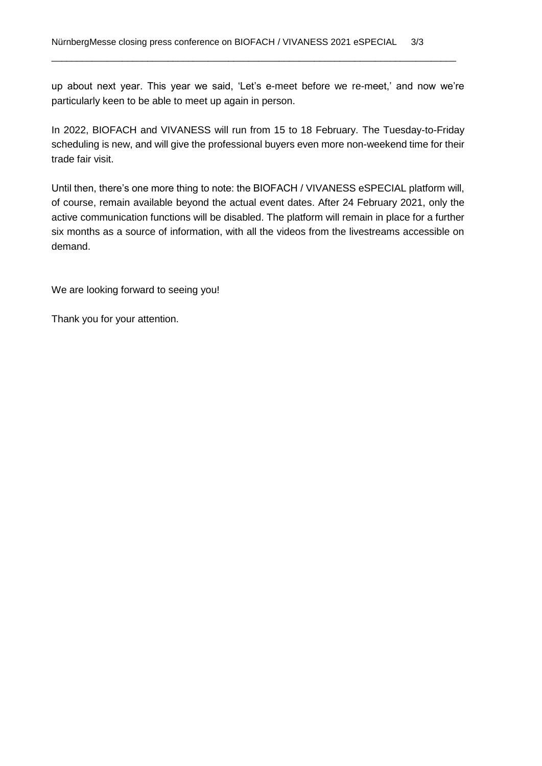up about next year. This year we said, 'Let's e-meet before we re-meet,' and now we're particularly keen to be able to meet up again in person.

In 2022, BIOFACH and VIVANESS will run from 15 to 18 February. The Tuesday-to-Friday scheduling is new, and will give the professional buyers even more non-weekend time for their trade fair visit.

Until then, there's one more thing to note: the BIOFACH / VIVANESS eSPECIAL platform will, of course, remain available beyond the actual event dates. After 24 February 2021, only the active communication functions will be disabled. The platform will remain in place for a further six months as a source of information, with all the videos from the livestreams accessible on demand.

We are looking forward to seeing you!

Thank you for your attention.